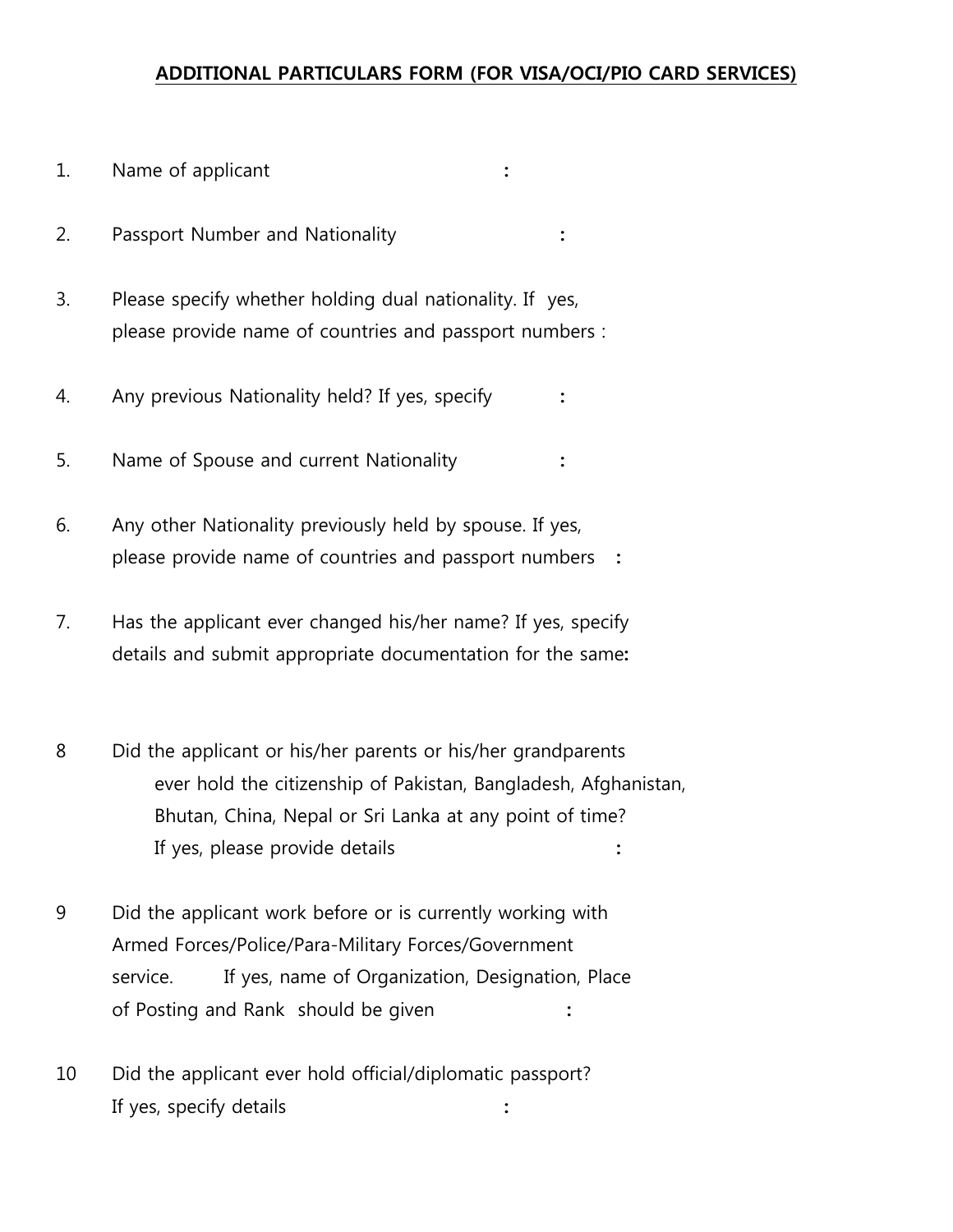**ADDITIONAL PARTICULARS FORM (FOR VISA/OCI/PIO CARD SERVICES)**

1. Name of applicant :

2. Passport Number and Nationality :

3. Please specify whether holding dual nationality. If yes, please provide name of countries and passport numbers :

4. Any previous Nationality held? If yes, specify :

5. Name of Spouse and current Nationality :

6. Any other Nationality previously held by spouse. If yes, please provide name of countries and passport numbers :

7. Has the applicant ever changed his/her name? If yes, specify details and submit appropriate documentation for the same:

8. Did the applicant or his/her parents or his/her grandparents ever hold the citizenship of Pakistan, Bangladesh, Afghanistan, Bhutan, China, Nepal or Sri Lanka at any point of time? If yes, please provide details :

9. Did the applicant work before or is currently working with Armed Forces/Police/Para-Military Forces/Government service. If yes, name of Organization, Designation, Place of Posting and Rank should be given :

10. Did the applicant ever hold official/diplomatic passport? If yes, specify details :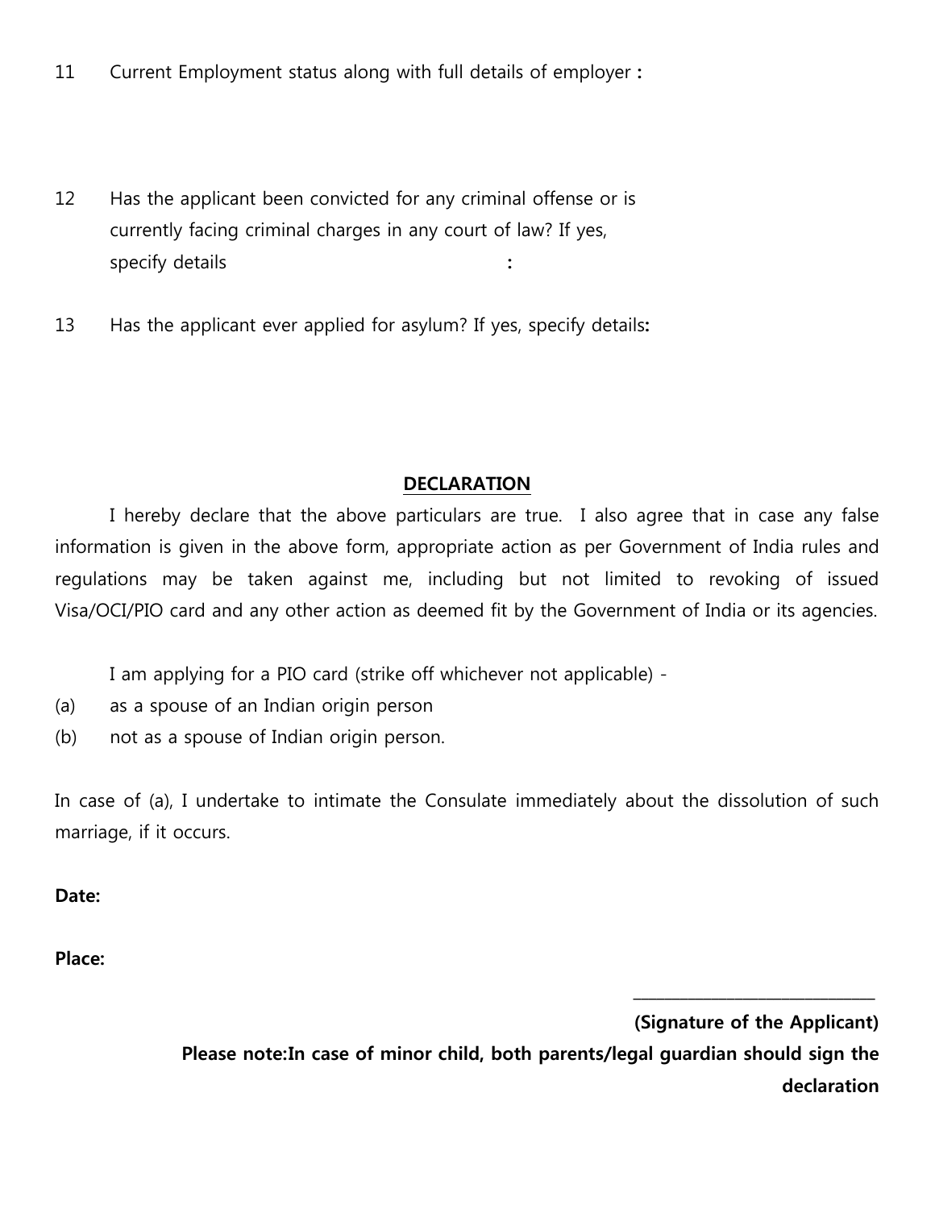11 Current Employment status along with full details of employer **:**

12 Has the applicant been convicted for any criminal offense or is currently facing criminal charges in any court of law? If yes, specify details **:**

13 Has the applicant ever applied for asylum? If yes, specify details**:**

## DECLARATION

I hereby declare that the above particulars are true. I also agree that in case any false information is given in the above form, appropriate action as per Government of India rules and regulations may be taken against me, including but not limited to revoking of issued Visa/OCI/PIO card and any other action as deemed fit by the Government of India or its agencies.

I am applying for a PIO card (strike off whichever not applicable) -

(a) as a spouse of an Indian origin person

(b) not as a spouse of Indian origin person.

In case of (a), I undertake to intimate the Consulate immediately about the dissolution of such marriage, if it occurs.

**Date:**

**Place:**

\_\_\_\_\_\_\_\_\_\_\_\_\_\_\_\_\_\_\_\_\_\_\_\_\_\_\_\_

**(Signature of the Applicant)**

**Please note:In case of minor child, both parents/legal guardian should sign the declaration**